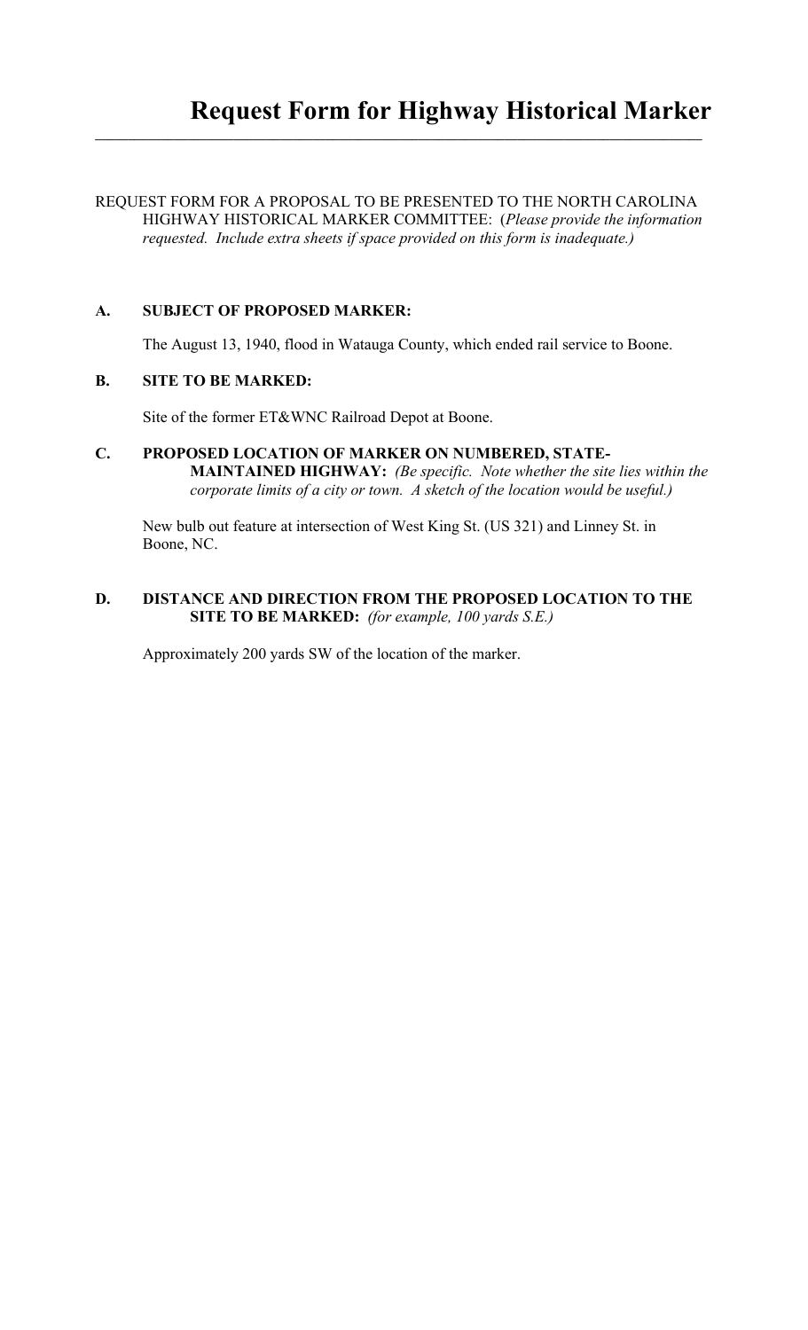# Request Form for Highway Historical Marker

---

REQUEST FORM FOR A PROPOSAL TO BE PRESENTED TO THE NORTH CAROLINA HIGHWAY HISTORICAL MARKER COMMITTEE: (*Please provide the information requested. Include extra sheets if space provided on this form is inadequate.)*

**A. SUBJECT OF PROPOSED MARKER:**

The August 13, 1940, flood in Watauga County, which ended rail service to Boone.

**B. SITE TO BE MARKED:**

Site of the former ET&WNC Railroad Depot at Boone.

**C. PROPOSED LOCATION OF MARKER ON NUMBERED, STATE-MAINTAINED HIGHWAY:** *(Be specific. Note whether the site lies within the corporate limits of a city or town. A sketch of the location would be useful.)*

New bulb out feature at intersection of West King St. (US 321) and Linney St. in Boone, NC.

**D. DISTANCE AND DIRECTION FROM THE PROPOSED LOCATION TO THE SITE TO BE MARKED:** *(for example, 100 yards S.E.)*

Approximately 200 yards SW of the location of the marker.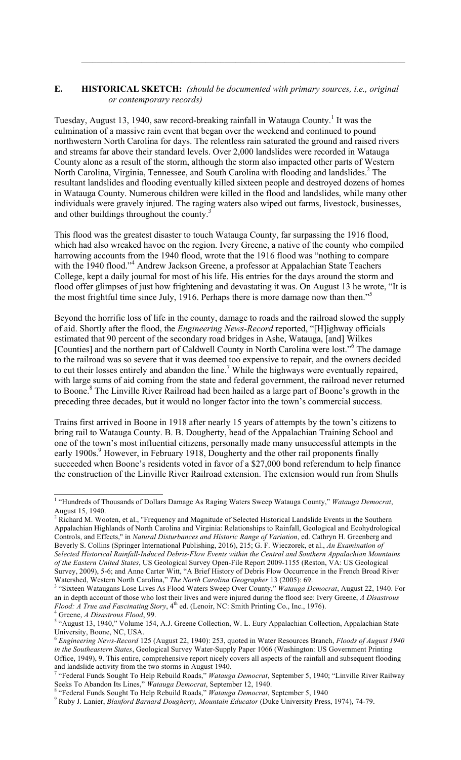## E. HISTORICAL SKETCH: *(should be documented with primary sources, i.e., original or contemporary records)*

Tuesday, August 13, 1940, saw record-breaking rainfall in Watauga County.[1] It was the culmination of a massive rain event that began over the weekend and continued to pound northwestern North Carolina for days. The relentless rain saturated the ground and raised rivers and streams far above their standard levels. Over 2,000 landslides were recorded in Watauga County alone as a result of the storm, although the storm also impacted other parts of Western North Carolina, Virginia, Tennessee, and South Carolina with flooding and landslides.[2] The resultant landslides and flooding eventually killed sixteen people and destroyed dozens of homes in Watauga County. Numerous children were killed in the flood and landslides, while many other individuals were gravely injured. The raging waters also wiped out farms, livestock, businesses, and other buildings throughout the county.[3]

This flood was the greatest disaster to touch Watauga County, far surpassing the 1916 flood, which had also wreaked havoc on the region. Ivery Greene, a native of the county who compiled harrowing accounts from the 1940 flood, wrote that the 1916 flood was "nothing to compare with the 1940 flood."[4] Andrew Jackson Greene, a professor at Appalachian State Teachers College, kept a daily journal for most of his life. His entries for the days around the storm and flood offer glimpses of just how frightening and devastating it was. On August 13 he wrote, "It is the most frightful time since July, 1916. Perhaps there is more damage now than then."[5]

Beyond the horrific loss of life in the county, damage to roads and the railroad slowed the supply of aid. Shortly after the flood, the *Engineering News-Record* reported, "[H]ighway officials estimated that 90 percent of the secondary road bridges in Ashe, Watauga, [and] Wilkes [Counties] and the northern part of Caldwell County in North Carolina were lost."[6] The damage to the railroad was so severe that it was deemed too expensive to repair, and the owners decided to cut their losses entirely and abandon the line.[7] While the highways were eventually repaired, with large sums of aid coming from the state and federal government, the railroad never returned to Boone.[8] The Linville River Railroad had been hailed as a large part of Boone's growth in the preceding three decades, but it would no longer factor into the town's commercial success.

Trains first arrived in Boone in 1918 after nearly 15 years of attempts by the town's citizens to bring rail to Watauga County. B. B. Dougherty, head of the Appalachian Training School and one of the town's most influential citizens, personally made many unsuccessful attempts in the early 1900s.[9] However, in February 1918, Dougherty and the other rail proponents finally succeeded when Boone's residents voted in favor of a $27,000 bond referendum to help finance the construction of the Linville River Railroad extension. The extension would run from Shulls

---

[1] "Hundreds of Thousands of Dollars Damage As Raging Waters Sweep Watauga County," *Watauga Democrat*, August 15, 1940.

[2] Richard M. Wooten, et al., "Frequency and Magnitude of Selected Historical Landslide Events in the Southern Appalachian Highlands of North Carolina and Virginia: Relationships to Rainfall, Geological and Ecohydrological Controls, and Effects," in *Natural Disturbances and Historic Range of Variation*, ed. Cathryn H. Greenberg and Beverly S. Collins (Springer International Publishing, 2016), 215; G. F. Wieczorek, et al., *An Examination of Selected Historical Rainfall-Induced Debris-Flow Events within the Central and Southern Appalachian Mountains of the Eastern United States*, US Geological Survey Open-File Report 2009-1155 (Reston, VA: US Geological Survey, 2009), 5-6; and Anne Carter Witt, "A Brief History of Debris Flow Occurrence in the French Broad River Watershed, Western North Carolina," *The North Carolina Geographer* 13 (2005): 69.

[3] "Sixteen Wataugans Lose Lives As Flood Waters Sweep Over County," *Watauga Democrat*, August 22, 1940. For an in depth account of those who lost their lives and were injured during the flood see: Ivery Greene, *A Disastrous Flood: A True and Fascinating Story*, 4th ed. (Lenoir, NC: Smith Printing Co., Inc., 1976).

[4] Greene, *A Disastrous Flood*, 99.

[5] "August 13, 1940," Volume 154, A.J. Greene Collection, W. L. Eury Appalachian Collection, Appalachian State University, Boone, NC, USA.

[6] *Engineering News-Record* 125 (August 22, 1940): 253, quoted in Water Resources Branch, *Floods of August 1940 in the Southeastern States*, Geological Survey Water-Supply Paper 1066 (Washington: US Government Printing Office, 1949), 9. This entire, comprehensive report nicely covers all aspects of the rainfall and subsequent flooding and landslide activity from the two storms in August 1940.

[7] "Federal Funds Sought To Help Rebuild Roads," *Watauga Democrat*, September 5, 1940; "Linville River Railway Seeks To Abandon Its Lines," *Watauga Democrat*, September 12, 1940.

[8] "Federal Funds Sought To Help Rebuild Roads," *Watauga Democrat*, September 5, 1940

[9] Ruby J. Lanier, *Blanford Barnard Dougherty, Mountain Educator* (Duke University Press, 1974), 74-79.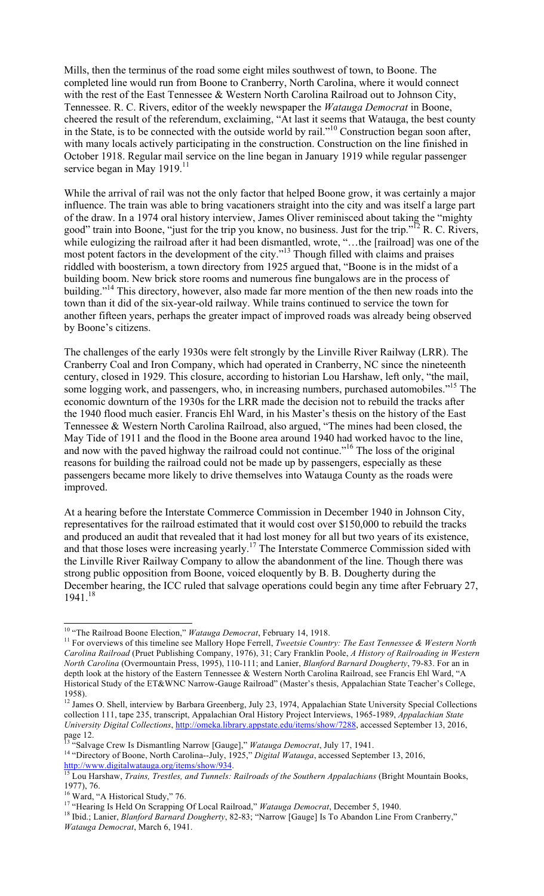Mills, then the terminus of the road some eight miles southwest of town, to Boone. The completed line would run from Boone to Cranberry, North Carolina, where it would connect with the rest of the East Tennessee & Western North Carolina Railroad out to Johnson City, Tennessee. R. C. Rivers, editor of the weekly newspaper the *Watauga Democrat* in Boone, cheered the result of the referendum, exclaiming, "At last it seems that Watauga, the best county in the State, is to be connected with the outside world by rail."[10] Construction began soon after, with many locals actively participating in the construction. Construction on the line finished in October 1918. Regular mail service on the line began in January 1919 while regular passenger service began in May 1919.[11]

While the arrival of rail was not the only factor that helped Boone grow, it was certainly a major influence. The train was able to bring vacationers straight into the city and was itself a large part of the draw. In a 1974 oral history interview, James Oliver reminisced about taking the "mighty good" train into Boone, "just for the trip you know, no business. Just for the trip."[12] R. C. Rivers, while eulogizing the railroad after it had been dismantled, wrote, "…the [railroad] was one of the most potent factors in the development of the city."[13] Though filled with claims and praises riddled with boosterism, a town directory from 1925 argued that, "Boone is in the midst of a building boom. New brick store rooms and numerous fine bungalows are in the process of building."[14] This directory, however, also made far more mention of the then new roads into the town than it did of the six-year-old railway. While trains continued to service the town for another fifteen years, perhaps the greater impact of improved roads was already being observed by Boone's citizens.

The challenges of the early 1930s were felt strongly by the Linville River Railway (LRR). The Cranberry Coal and Iron Company, which had operated in Cranberry, NC since the nineteenth century, closed in 1929. This closure, according to historian Lou Harshaw, left only, "the mail, some logging work, and passengers, who, in increasing numbers, purchased automobiles."[15] The economic downturn of the 1930s for the LRR made the decision not to rebuild the tracks after the 1940 flood much easier. Francis Ehl Ward, in his Master's thesis on the history of the East Tennessee & Western North Carolina Railroad, also argued, "The mines had been closed, the May Tide of 1911 and the flood in the Boone area around 1940 had worked havoc to the line, and now with the paved highway the railroad could not continue."[16] The loss of the original reasons for building the railroad could not be made up by passengers, especially as these passengers became more likely to drive themselves into Watauga County as the roads were improved.

At a hearing before the Interstate Commerce Commission in December 1940 in Johnson City, representatives for the railroad estimated that it would cost over $150,000 to rebuild the tracks and produced an audit that revealed that it had lost money for all but two years of its existence, and that those loses were increasing yearly.[17] The Interstate Commerce Commission sided with the Linville River Railway Company to allow the abandonment of the line. Though there was strong public opposition from Boone, voiced eloquently by B. B. Dougherty during the December hearing, the ICC ruled that salvage operations could begin any time after February 27, 1941.[18]

---

[10] "The Railroad Boone Election," *Watauga Democrat*, February 14, 1918.

[11] For overviews of this timeline see Mallory Hope Ferrell, *Tweetsie Country: The East Tennessee & Western North Carolina Railroad* (Pruet Publishing Company, 1976), 31; Cary Franklin Poole, *A History of Railroading in Western North Carolina* (Overmountain Press, 1995), 110-111; and Lanier, *Blanford Barnard Dougherty*, 79-83. For an in depth look at the history of the Eastern Tennessee & Western North Carolina Railroad, see Francis Ehl Ward, "A Historical Study of the ET&WNC Narrow-Gauge Railroad" (Master's thesis, Appalachian State Teacher's College, 1958).

[12] James O. Shell, interview by Barbara Greenberg, July 23, 1974, Appalachian State University Special Collections collection 111, tape 235, transcript, Appalachian Oral History Project Interviews, 1965-1989, *Appalachian State University Digital Collections*, http://omeka.library.appstate.edu/items/show/7288, accessed September 13, 2016, page 12.

[13] "Salvage Crew Is Dismantling Narrow [Gauge]," *Watauga Democrat*, July 17, 1941.

[14] "Directory of Boone, North Carolina--July, 1925," *Digital Watauga*, accessed September 13, 2016, http://www.digitalwatauga.org/items/show/934.

[15] Lou Harshaw, *Trains, Trestles, and Tunnels: Railroads of the Southern Appalachians* (Bright Mountain Books, 1977), 76.

[16] Ward, "A Historical Study," 76.

[17] "Hearing Is Held On Scrapping Of Local Railroad," *Watauga Democrat*, December 5, 1940.

[18] Ibid.; Lanier, *Blanford Barnard Dougherty*, 82-83; "Narrow [Gauge] Is To Abandon Line From Cranberry," *Watauga Democrat*, March 6, 1941.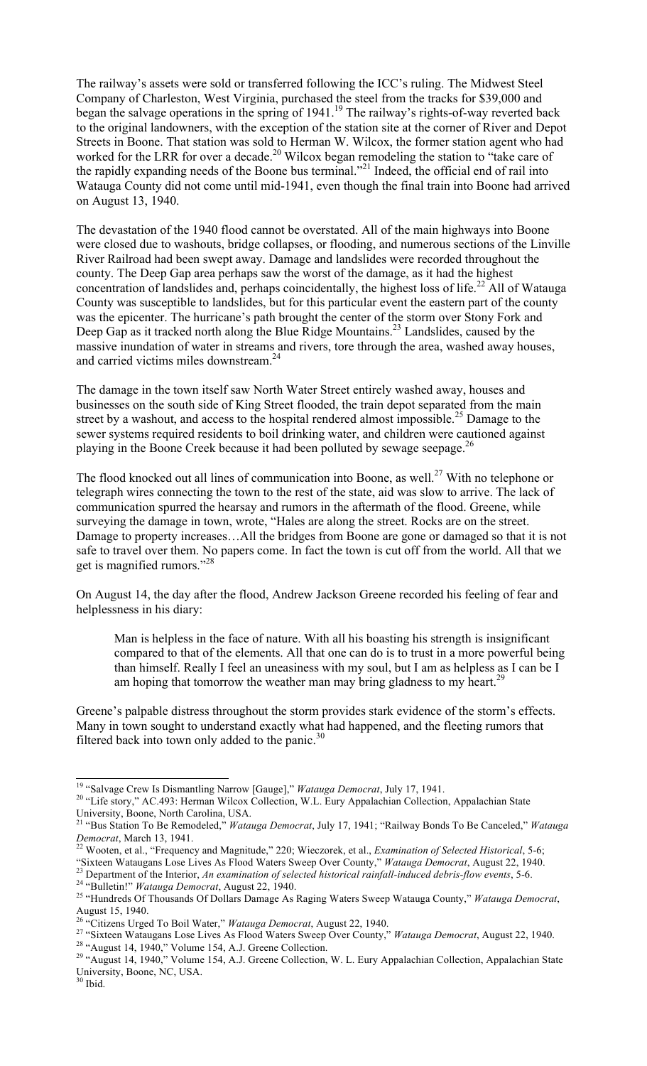The railway's assets were sold or transferred following the ICC's ruling. The Midwest Steel Company of Charleston, West Virginia, purchased the steel from the tracks for $39,000 and began the salvage operations in the spring of 1941.[19] The railway's rights-of-way reverted back to the original landowners, with the exception of the station site at the corner of River and Depot Streets in Boone. That station was sold to Herman W. Wilcox, the former station agent who had worked for the LRR for over a decade.[20] Wilcox began remodeling the station to "take care of the rapidly expanding needs of the Boone bus terminal."[21] Indeed, the official end of rail into Watauga County did not come until mid-1941, even though the final train into Boone had arrived on August 13, 1940.

The devastation of the 1940 flood cannot be overstated. All of the main highways into Boone were closed due to washouts, bridge collapses, or flooding, and numerous sections of the Linville River Railroad had been swept away. Damage and landslides were recorded throughout the county. The Deep Gap area perhaps saw the worst of the damage, as it had the highest concentration of landslides and, perhaps coincidentally, the highest loss of life.[22] All of Watauga County was susceptible to landslides, but for this particular event the eastern part of the county was the epicenter. The hurricane's path brought the center of the storm over Stony Fork and Deep Gap as it tracked north along the Blue Ridge Mountains.[23] Landslides, caused by the massive inundation of water in streams and rivers, tore through the area, washed away houses, and carried victims miles downstream.[24]

The damage in the town itself saw North Water Street entirely washed away, houses and businesses on the south side of King Street flooded, the train depot separated from the main street by a washout, and access to the hospital rendered almost impossible.[25] Damage to the sewer systems required residents to boil drinking water, and children were cautioned against playing in the Boone Creek because it had been polluted by sewage seepage.[26]

The flood knocked out all lines of communication into Boone, as well.[27] With no telephone or telegraph wires connecting the town to the rest of the state, aid was slow to arrive. The lack of communication spurred the hearsay and rumors in the aftermath of the flood. Greene, while surveying the damage in town, wrote, "Hales are along the street. Rocks are on the street. Damage to property increases…All the bridges from Boone are gone or damaged so that it is not safe to travel over them. No papers come. In fact the town is cut off from the world. All that we get is magnified rumors."[28]

On August 14, the day after the flood, Andrew Jackson Greene recorded his feeling of fear and helplessness in his diary:

> Man is helpless in the face of nature. With all his boasting his strength is insignificant compared to that of the elements. All that one can do is to trust in a more powerful being than himself. Really I feel an uneasiness with my soul, but I am as helpless as I can be I am hoping that tomorrow the weather man may bring gladness to my heart.[29]

Greene's palpable distress throughout the storm provides stark evidence of the storm's effects. Many in town sought to understand exactly what had happened, and the fleeting rumors that filtered back into town only added to the panic.[30]

---

[19] "Salvage Crew Is Dismantling Narrow [Gauge]," *Watauga Democrat*, July 17, 1941.

[20] "Life story," AC.493: Herman Wilcox Collection, W.L. Eury Appalachian Collection, Appalachian State University, Boone, North Carolina, USA.

[21] "Bus Station To Be Remodeled," *Watauga Democrat*, July 17, 1941; "Railway Bonds To Be Canceled," *Watauga Democrat*, March 13, 1941.

[22] Wooten, et al., "Frequency and Magnitude," 220; Wieczorek, et al., *Examination of Selected Historical*, 5-6; "Sixteen Wataugans Lose Lives As Flood Waters Sweep Over County," *Watauga Democrat*, August 22, 1940.

[23] Department of the Interior, *An examination of selected historical rainfall-induced debris-flow events*, 5-6.

[24] "Bulletin!" *Watauga Democrat*, August 22, 1940.

[25] "Hundreds Of Thousands Of Dollars Damage As Raging Waters Sweep Watauga County," *Watauga Democrat*, August 15, 1940.

[26] "Citizens Urged To Boil Water," *Watauga Democrat*, August 22, 1940.

[27] "Sixteen Wataugans Lose Lives As Flood Waters Sweep Over County," *Watauga Democrat*, August 22, 1940.

[28] "August 14, 1940," Volume 154, A.J. Greene Collection.

[29] "August 14, 1940," Volume 154, A.J. Greene Collection, W. L. Eury Appalachian Collection, Appalachian State University, Boone, NC, USA.

[30] Ibid.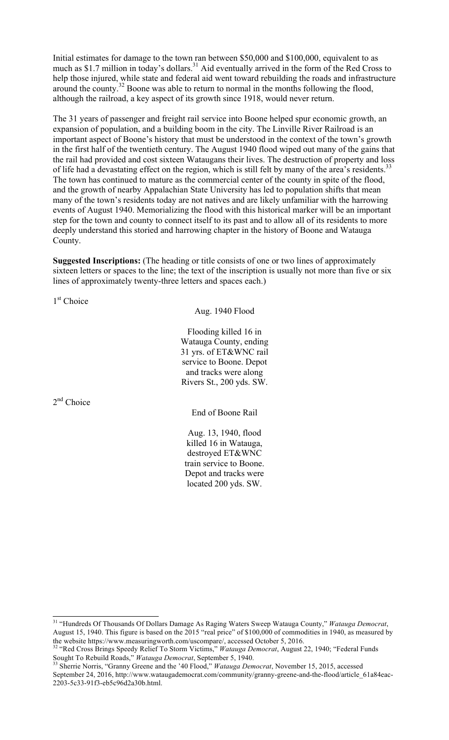Initial estimates for damage to the town ran between $50,000 and $100,000, equivalent to as much as $1.7 million in today's dollars.[31] Aid eventually arrived in the form of the Red Cross to help those injured, while state and federal aid went toward rebuilding the roads and infrastructure around the county.[32] Boone was able to return to normal in the months following the flood, although the railroad, a key aspect of its growth since 1918, would never return.

The 31 years of passenger and freight rail service into Boone helped spur economic growth, an expansion of population, and a building boom in the city. The Linville River Railroad is an important aspect of Boone's history that must be understood in the context of the town's growth in the first half of the twentieth century. The August 1940 flood wiped out many of the gains that the rail had provided and cost sixteen Wataugans their lives. The destruction of property and loss of life had a devastating effect on the region, which is still felt by many of the area's residents.[33] The town has continued to mature as the commercial center of the county in spite of the flood, and the growth of nearby Appalachian State University has led to population shifts that mean many of the town's residents today are not natives and are likely unfamiliar with the harrowing events of August 1940. Memorializing the flood with this historical marker will be an important step for the town and county to connect itself to its past and to allow all of its residents to more deeply understand this storied and harrowing chapter in the history of Boone and Watauga County.

**Suggested Inscriptions:** (The heading or title consists of one or two lines of approximately sixteen letters or spaces to the line; the text of the inscription is usually not more than five or six lines of approximately twenty-three letters and spaces each.)

1st Choice

Aug. 1940 Flood

Flooding killed 16 in
Watauga County, ending
31 yrs. of ET&WNC rail
service to Boone. Depot
and tracks were along
Rivers St., 200 yds. SW.

2nd Choice

End of Boone Rail

Aug. 13, 1940, flood
killed 16 in Watauga,
destroyed ET&WNC
train service to Boone.
Depot and tracks were
located 200 yds. SW.

---

[31] "Hundreds Of Thousands Of Dollars Damage As Raging Waters Sweep Watauga County," *Watauga Democrat*, August 15, 1940. This figure is based on the 2015 "real price" of $100,000 of commodities in 1940, as measured by the website https://www.measuringworth.com/uscompare/, accessed October 5, 2016.

[32] "Red Cross Brings Speedy Relief To Storm Victims," *Watauga Democrat*, August 22, 1940; "Federal Funds Sought To Rebuild Roads," *Watauga Democrat*, September 5, 1940.

[33] Sherrie Norris, "Granny Greene and the '40 Flood," *Watauga Democrat*, November 15, 2015, accessed September 24, 2016, http://www.wataugademocrat.com/community/granny-greene-and-the-flood/article_61a84eac-2203-5c33-91f3-eb5c96d2a30b.html.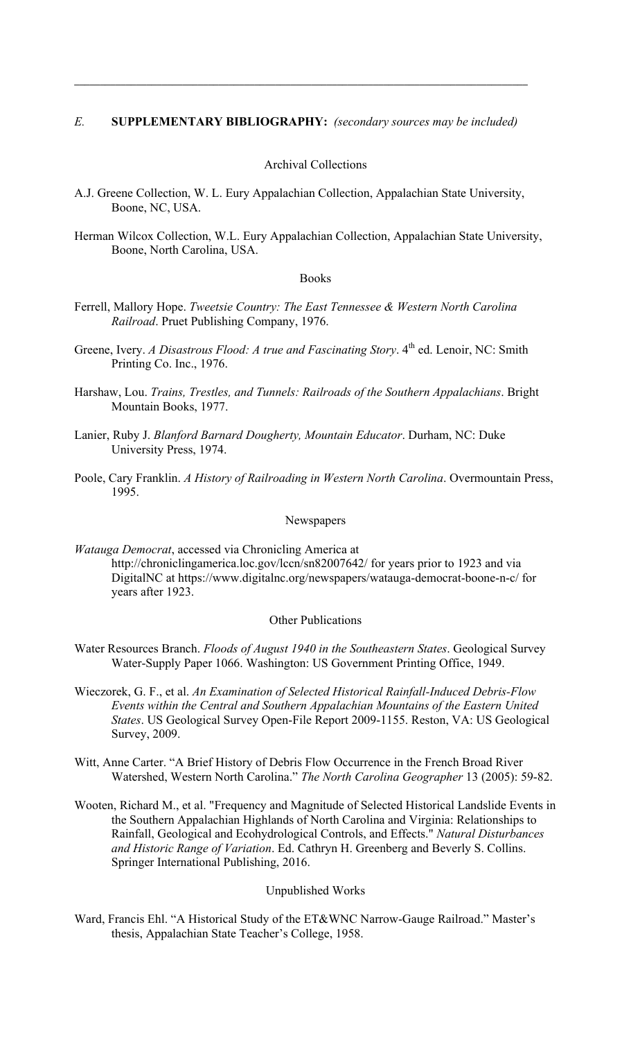---

## *E.* **SUPPLEMENTARY BIBLIOGRAPHY:** *(secondary sources may be included)*

### Archival Collections

A.J. Greene Collection, W. L. Eury Appalachian Collection, Appalachian State University, Boone, NC, USA.

Herman Wilcox Collection, W.L. Eury Appalachian Collection, Appalachian State University, Boone, North Carolina, USA.

### Books

Ferrell, Mallory Hope. *Tweetsie Country: The East Tennessee & Western North Carolina Railroad*. Pruet Publishing Company, 1976.

Greene, Ivery. *A Disastrous Flood: A true and Fascinating Story*. 4th ed. Lenoir, NC: Smith Printing Co. Inc., 1976.

Harshaw, Lou. *Trains, Trestles, and Tunnels: Railroads of the Southern Appalachians*. Bright Mountain Books, 1977.

Lanier, Ruby J. *Blanford Barnard Dougherty, Mountain Educator*. Durham, NC: Duke University Press, 1974.

Poole, Cary Franklin. *A History of Railroading in Western North Carolina*. Overmountain Press, 1995.

### Newspapers

*Watauga Democrat*, accessed via Chronicling America at http://chroniclingamerica.loc.gov/lccn/sn82007642/ for years prior to 1923 and via DigitalNC at https://www.digitalnc.org/newspapers/watauga-democrat-boone-n-c/ for years after 1923.

### Other Publications

Water Resources Branch. *Floods of August 1940 in the Southeastern States*. Geological Survey Water-Supply Paper 1066. Washington: US Government Printing Office, 1949.

Wieczorek, G. F., et al. *An Examination of Selected Historical Rainfall-Induced Debris-Flow Events within the Central and Southern Appalachian Mountains of the Eastern United States*. US Geological Survey Open-File Report 2009-1155. Reston, VA: US Geological Survey, 2009.

Witt, Anne Carter. "A Brief History of Debris Flow Occurrence in the French Broad River Watershed, Western North Carolina." *The North Carolina Geographer* 13 (2005): 59-82.

Wooten, Richard M., et al. "Frequency and Magnitude of Selected Historical Landslide Events in the Southern Appalachian Highlands of North Carolina and Virginia: Relationships to Rainfall, Geological and Ecohydrological Controls, and Effects." *Natural Disturbances and Historic Range of Variation*. Ed. Cathryn H. Greenberg and Beverly S. Collins. Springer International Publishing, 2016.

### Unpublished Works

Ward, Francis Ehl. "A Historical Study of the ET&WNC Narrow-Gauge Railroad." Master's thesis, Appalachian State Teacher's College, 1958.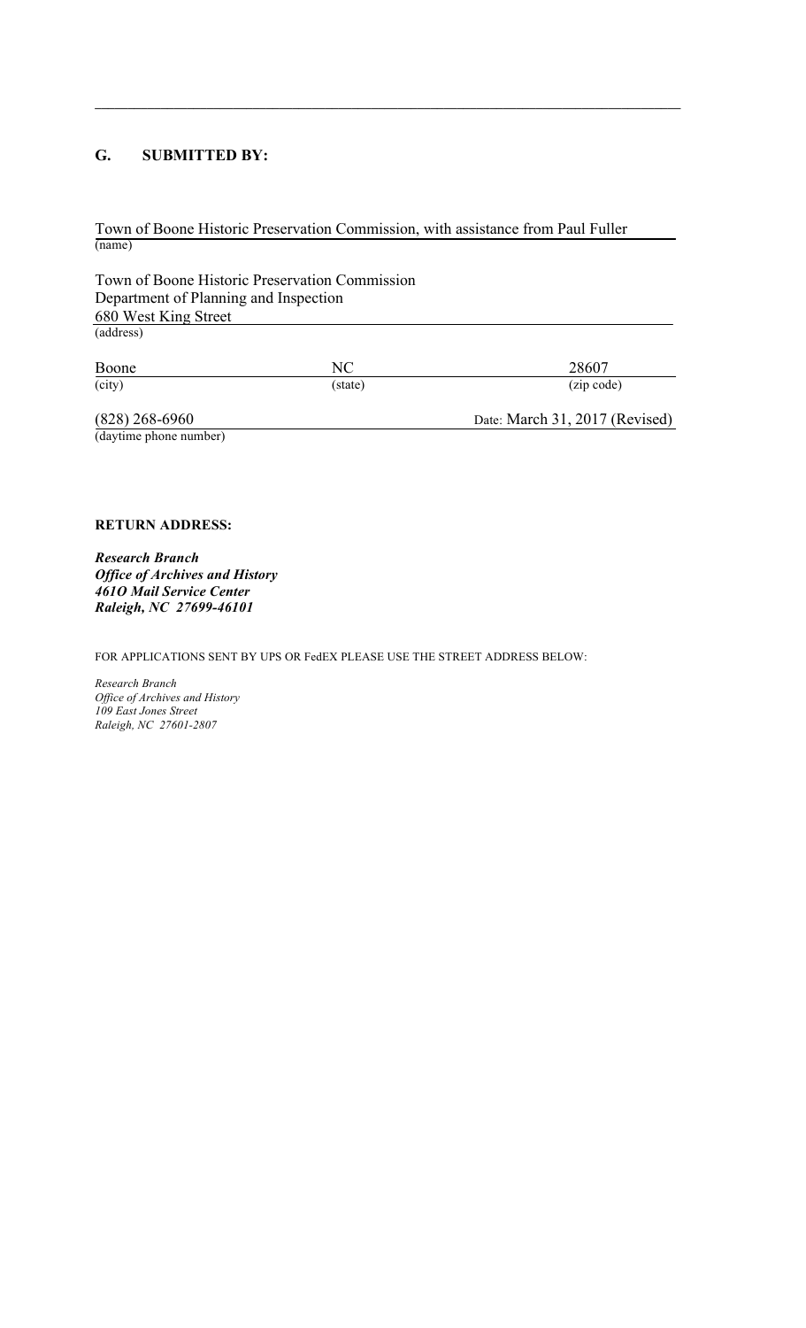## G. SUBMITTED BY:

Town of Boone Historic Preservation Commission, with assistance from Paul Fuller
(name)

Town of Boone Historic Preservation Commission
Department of Planning and Inspection
680 West King Street
(address)

| | | |
|---|---|---|
| Boone | NC | 28607 |
| (city) | (state) | (zip code) |

(828) 268-6960 Date: March 31, 2017 (Revised)
(daytime phone number)

**RETURN ADDRESS:**

***Research Branch***
***Office of Archives and History***
***461O Mail Service Center***
***Raleigh, NC 27699-46101***

FOR APPLICATIONS SENT BY UPS OR FedEX PLEASE USE THE STREET ADDRESS BELOW:

*Research Branch*
*Office of Archives and History*
*109 East Jones Street*
*Raleigh, NC 27601-2807*